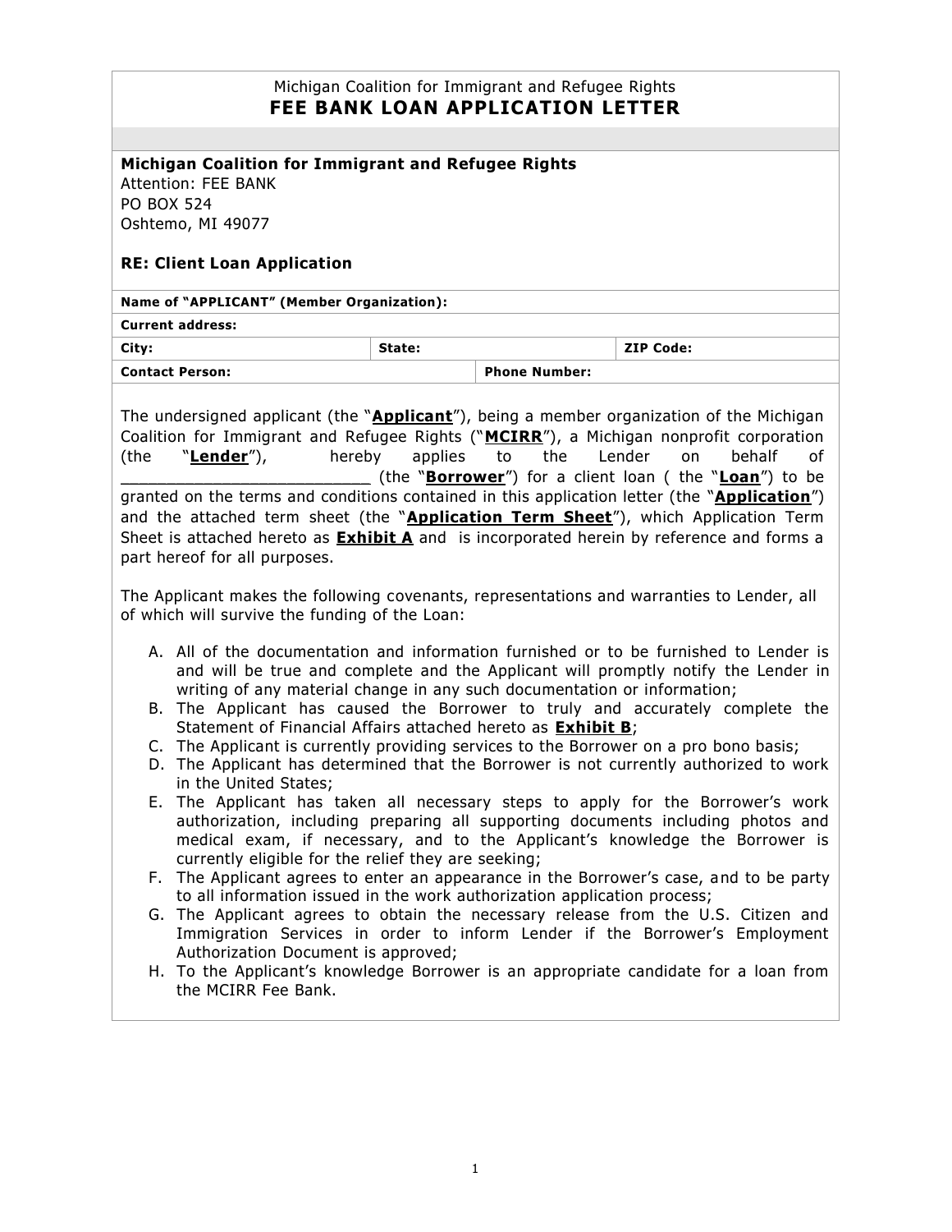Michigan Coalition for Immigrant and Refugee Rights

# FEE BANK LOAN APPLICATION LETTER

**Michigan Coalition for Immigrant and Refugee Rights**
Attention: FEE BANK
PO BOX 524
Oshtemo, MI 49077

**RE: Client Loan Application**

| **Name of "APPLICANT" (Member Organization):** | | |
|---|---|---|
| **Current address:** | | |
| **City:** | **State:** | **ZIP Code:** |
| **Contact Person:** | **Phone Number:** | |

The undersigned applicant (the "**Applicant**"), being a member organization of the Michigan Coalition for Immigrant and Refugee Rights ("**MCIRR**"), a Michigan nonprofit corporation (the "**Lender**"), hereby applies to the Lender on behalf of __________________________ (the "**Borrower**") for a client loan ( the "**Loan**") to be granted on the terms and conditions contained in this application letter (the "**Application**") and the attached term sheet (the "**Application Term Sheet**"), which Application Term Sheet is attached hereto as **Exhibit A** and is incorporated herein by reference and forms a part hereof for all purposes.

The Applicant makes the following covenants, representations and warranties to Lender, all of which will survive the funding of the Loan:

A. All of the documentation and information furnished or to be furnished to Lender is and will be true and complete and the Applicant will promptly notify the Lender in writing of any material change in any such documentation or information;
B. The Applicant has caused the Borrower to truly and accurately complete the Statement of Financial Affairs attached hereto as **Exhibit B**;
C. The Applicant is currently providing services to the Borrower on a pro bono basis;
D. The Applicant has determined that the Borrower is not currently authorized to work in the United States;
E. The Applicant has taken all necessary steps to apply for the Borrower's work authorization, including preparing all supporting documents including photos and medical exam, if necessary, and to the Applicant's knowledge the Borrower is currently eligible for the relief they are seeking;
F. The Applicant agrees to enter an appearance in the Borrower's case, and to be party to all information issued in the work authorization application process;
G. The Applicant agrees to obtain the necessary release from the U.S. Citizen and Immigration Services in order to inform Lender if the Borrower's Employment Authorization Document is approved;
H. To the Applicant's knowledge Borrower is an appropriate candidate for a loan from the MCIRR Fee Bank.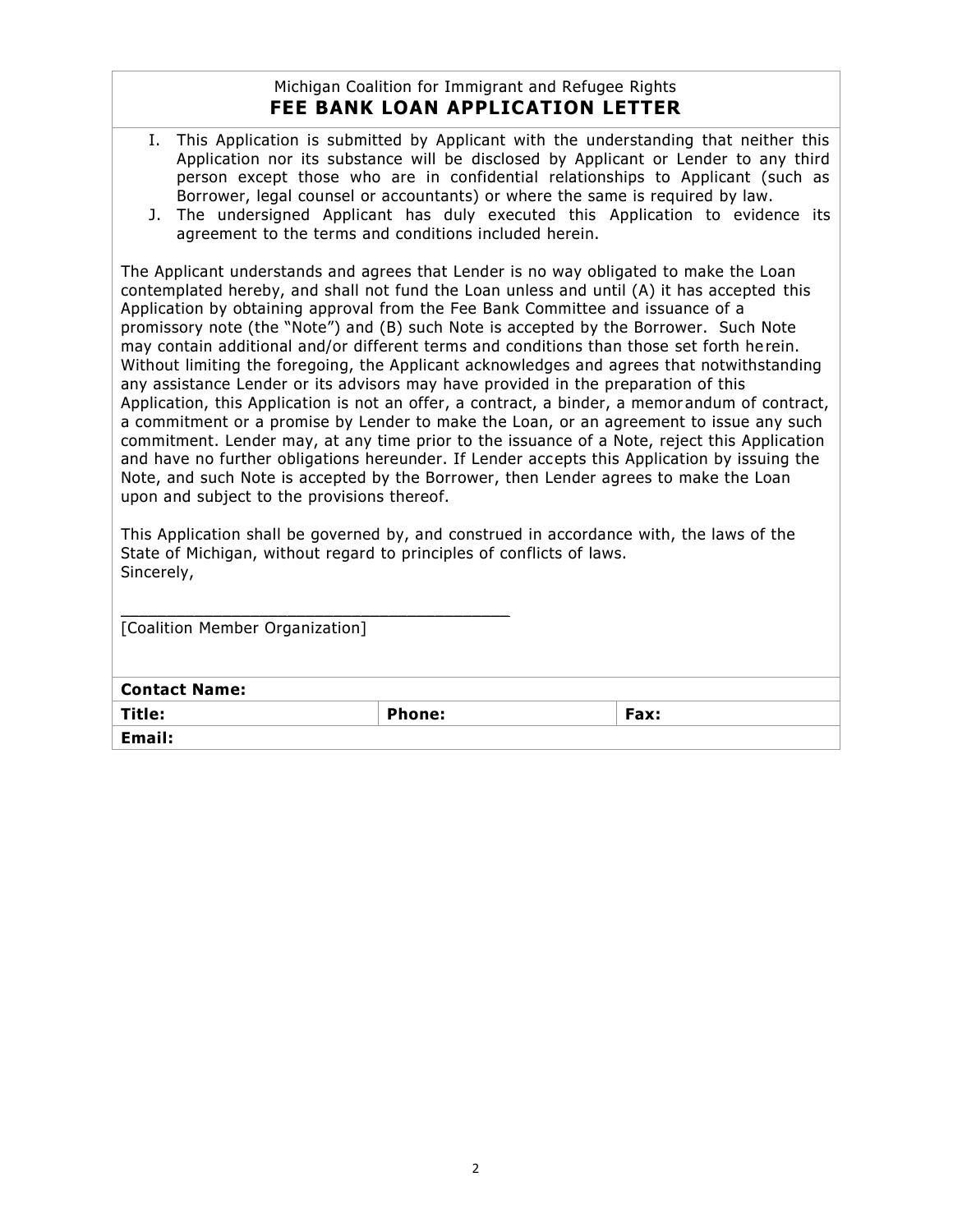Michigan Coalition for Immigrant and Refugee Rights

## FEE BANK LOAN APPLICATION LETTER

I. This Application is submitted by Applicant with the understanding that neither this Application nor its substance will be disclosed by Applicant or Lender to any third person except those who are in confidential relationships to Applicant (such as Borrower, legal counsel or accountants) or where the same is required by law.

J. The undersigned Applicant has duly executed this Application to evidence its agreement to the terms and conditions included herein.

The Applicant understands and agrees that Lender is no way obligated to make the Loan contemplated hereby, and shall not fund the Loan unless and until (A) it has accepted this Application by obtaining approval from the Fee Bank Committee and issuance of a promissory note (the "Note") and (B) such Note is accepted by the Borrower. Such Note may contain additional and/or different terms and conditions than those set forth herein. Without limiting the foregoing, the Applicant acknowledges and agrees that notwithstanding any assistance Lender or its advisors may have provided in the preparation of this Application, this Application is not an offer, a contract, a binder, a memorandum of contract, a commitment or a promise by Lender to make the Loan, or an agreement to issue any such commitment. Lender may, at any time prior to the issuance of a Note, reject this Application and have no further obligations hereunder. If Lender accepts this Application by issuing the Note, and such Note is accepted by the Borrower, then Lender agrees to make the Loan upon and subject to the provisions thereof.

This Application shall be governed by, and construed in accordance with, the laws of the State of Michigan, without regard to principles of conflicts of laws.

Sincerely,

\_\_\_\_\_\_\_\_\_\_\_\_\_\_\_\_\_\_\_\_\_\_\_\_\_\_\_\_\_\_\_\_\_\_\_\_\_\_\_\_

[Coalition Member Organization]

| **Contact Name:** | | |
|---|---|---|
| **Title:** | **Phone:** | **Fax:** |
| **Email:** | | |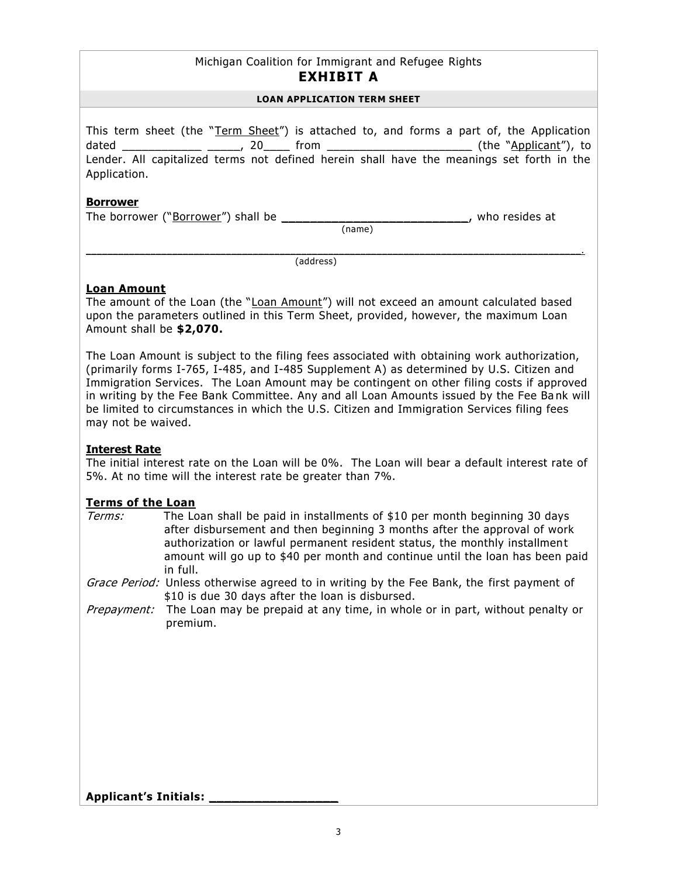Michigan Coalition for Immigrant and Refugee Rights

# EXHIBIT A

## LOAN APPLICATION TERM SHEET

This term sheet (the "Term Sheet") is attached to, and forms a part of, the Application dated ___________ _____, 20____ from ____________________ (the "Applicant"), to Lender. All capitalized terms not defined herein shall have the meanings set forth in the Application.

**Borrower**

The borrower ("Borrower") shall be **__________________________**, who resides at
(name)

__________________________________________________________________________.
(address)

**Loan Amount**

The amount of the Loan (the "Loan Amount") will not exceed an amount calculated based upon the parameters outlined in this Term Sheet, provided, however, the maximum Loan Amount shall be **$2,070.**

The Loan Amount is subject to the filing fees associated with obtaining work authorization, (primarily forms I-765, I-485, and I-485 Supplement A) as determined by U.S. Citizen and Immigration Services. The Loan Amount may be contingent on other filing costs if approved in writing by the Fee Bank Committee. Any and all Loan Amounts issued by the Fee Bank will be limited to circumstances in which the U.S. Citizen and Immigration Services filing fees may not be waived.

**Interest Rate**

The initial interest rate on the Loan will be 0%. The Loan will bear a default interest rate of 5%. At no time will the interest rate be greater than 7%.

**Terms of the Loan**

*Terms:* The Loan shall be paid in installments of $10 per month beginning 30 days after disbursement and then beginning 3 months after the approval of work authorization or lawful permanent resident status, the monthly installment amount will go up to $40 per month and continue until the loan has been paid in full.

*Grace Period:* Unless otherwise agreed to in writing by the Fee Bank, the first payment of $10 is due 30 days after the loan is disbursed.

*Prepayment:* The Loan may be prepaid at any time, in whole or in part, without penalty or premium.

**Applicant's Initials: _________________**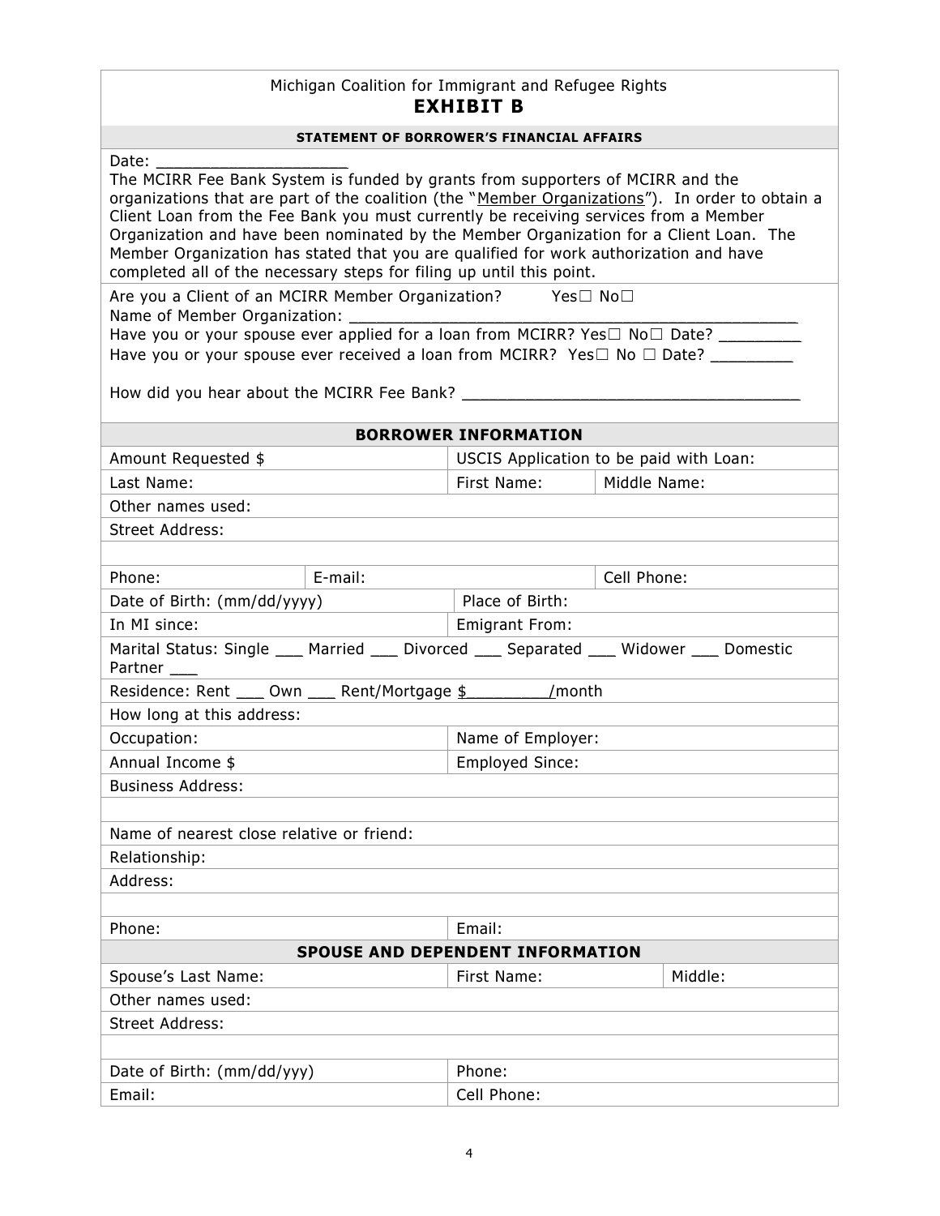Michigan Coalition for Immigrant and Refugee Rights

# EXHIBIT B

**STATEMENT OF BORROWER'S FINANCIAL AFFAIRS**

Date: ____________________

The MCIRR Fee Bank System is funded by grants from supporters of MCIRR and the organizations that are part of the coalition (the "Member Organizations"). In order to obtain a Client Loan from the Fee Bank you must currently be receiving services from a Member Organization and have been nominated by the Member Organization for a Client Loan. The Member Organization has stated that you are qualified for work authorization and have completed all of the necessary steps for filing up until this point.

Are you a Client of an MCIRR Member Organization? Yes☐ No☐

Name of Member Organization: ______________________________________________

Have you or your spouse ever applied for a loan from MCIRR? Yes☐ No☐ Date? ________

Have you or your spouse ever received a loan from MCIRR? Yes☐ No ☐ Date? ________

How did you hear about the MCIRR Fee Bank? ___________________________________

| **BORROWER INFORMATION** | | | |
|---|---|---|---|
| Amount Requested $ | | USCIS Application to be paid with Loan: | |
| Last Name: | | First Name: | Middle Name: |
| Other names used: | | | |
| Street Address: | | | |
| | | | |
| Phone: | E-mail: | | Cell Phone: |
| Date of Birth: (mm/dd/yyyy) | | Place of Birth: | |
| In MI since: | | Emigrant From: | |
| Marital Status: Single ___ Married ___ Divorced ___ Separated ___ Widower ___ Domestic Partner ___ | | | |
| Residence: Rent ___ Own ___ Rent/Mortgage $________/month | | | |
| How long at this address: | | | |
| Occupation: | | Name of Employer: | |
| Annual Income $ | | Employed Since: | |
| Business Address: | | | |
| | | | |
| Name of nearest close relative or friend: | | | |
| Relationship: | | | |
| Address: | | | |
| | | | |
| Phone: | | Email: | |

| **SPOUSE AND DEPENDENT INFORMATION** | | |
|---|---|---|
| Spouse's Last Name: | First Name: | Middle: |
| Other names used: | | |
| Street Address: | | |
| | | |
| Date of Birth: (mm/dd/yyy) | Phone: | |
| Email: | Cell Phone: | |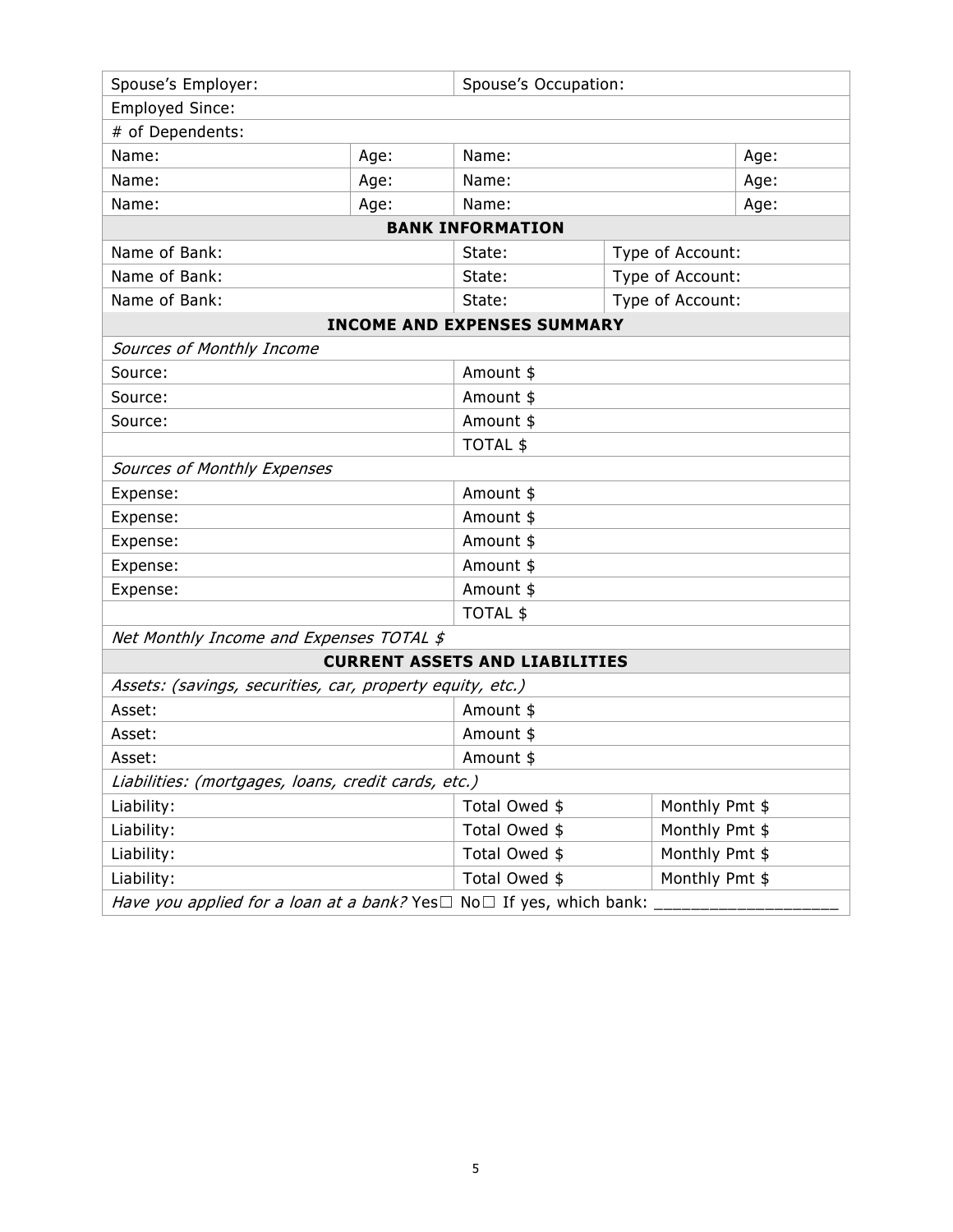| | | | | |
|---|---|---|---|---|
| Spouse's Employer: | | Spouse's Occupation: | | |
| Employed Since: | | | | |
| # of Dependents: | | | | |
| Name: | Age: | Name: | | Age: |
| Name: | Age: | Name: | | Age: |
| Name: | Age: | Name: | | Age: |
| **BANK INFORMATION** | | | | |
| Name of Bank: | | State: | Type of Account: | |
| Name of Bank: | | State: | Type of Account: | |
| Name of Bank: | | State: | Type of Account: | |
| **INCOME AND EXPENSES SUMMARY** | | | | |
| *Sources of Monthly Income* | | | | |
| Source: | | Amount $ | | |
| Source: | | Amount $ | | |
| Source: | | Amount $ | | |
| | | TOTAL $ | | |
| *Sources of Monthly Expenses* | | | | |
| Expense: | | Amount $ | | |
| Expense: | | Amount $ | | |
| Expense: | | Amount $ | | |
| Expense: | | Amount $ | | |
| Expense: | | Amount $ | | |
| | | TOTAL $ | | |
| *Net Monthly Income and Expenses TOTAL $* | | | | |
| **CURRENT ASSETS AND LIABILITIES** | | | | |
| *Assets: (savings, securities, car, property equity, etc.)* | | | | |
| Asset: | | Amount $ | | |
| Asset: | | Amount $ | | |
| Asset: | | Amount $ | | |
| *Liabilities: (mortgages, loans, credit cards, etc.)* | | | | |
| Liability: | | Total Owed $ | Monthly Pmt $ | |
| Liability: | | Total Owed $ | Monthly Pmt $ | |
| Liability: | | Total Owed $ | Monthly Pmt $ | |
| Liability: | | Total Owed $ | Monthly Pmt $ | |
| *Have you applied for a loan at a bank?* Yes☐ No☐ If yes, which bank: ___________________ | | | | |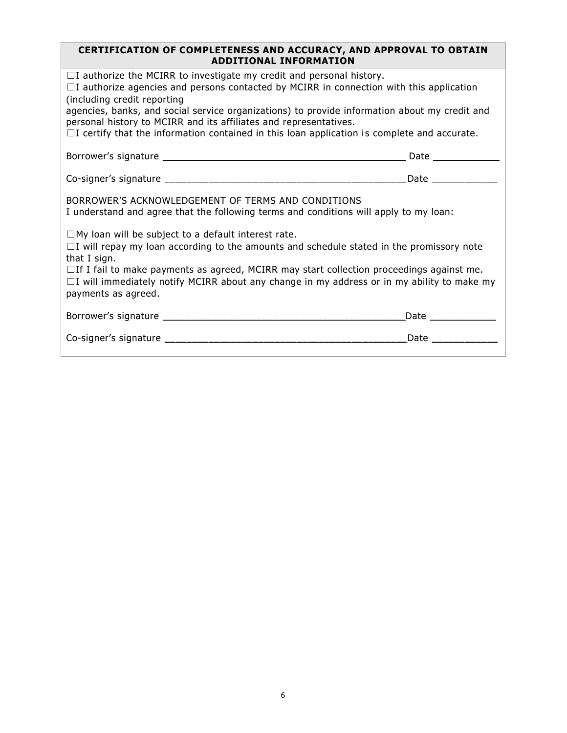**CERTIFICATION OF COMPLETENESS AND ACCURACY, AND APPROVAL TO OBTAIN ADDITIONAL INFORMATION**

☐I authorize the MCIRR to investigate my credit and personal history.
☐I authorize agencies and persons contacted by MCIRR in connection with this application (including credit reporting
agencies, banks, and social service organizations) to provide information about my credit and personal history to MCIRR and its affiliates and representatives.
☐I certify that the information contained in this loan application is complete and accurate.

Borrower's signature ___________________________________________ Date ___________

Co-signer's signature ___________________________________________ Date ___________

BORROWER'S ACKNOWLEDGEMENT OF TERMS AND CONDITIONS
I understand and agree that the following terms and conditions will apply to my loan:

☐My loan will be subject to a default interest rate.
☐I will repay my loan according to the amounts and schedule stated in the promissory note that I sign.
☐If I fail to make payments as agreed, MCIRR may start collection proceedings against me.
☐I will immediately notify MCIRR about any change in my address or in my ability to make my payments as agreed.

Borrower's signature ___________________________________________ Date ___________

Co-signer's signature ___________________________________________ Date ___________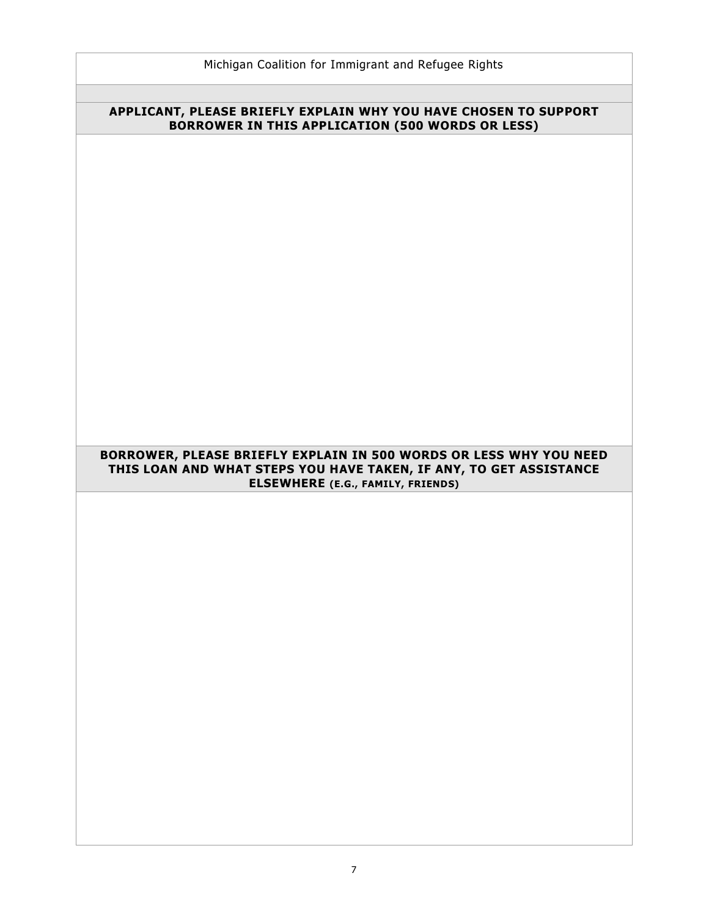Michigan Coalition for Immigrant and Refugee Rights

**APPLICANT, PLEASE BRIEFLY EXPLAIN WHY YOU HAVE CHOSEN TO SUPPORT BORROWER IN THIS APPLICATION (500 WORDS OR LESS)**

**BORROWER, PLEASE BRIEFLY EXPLAIN IN 500 WORDS OR LESS WHY YOU NEED THIS LOAN AND WHAT STEPS YOU HAVE TAKEN, IF ANY, TO GET ASSISTANCE ELSEWHERE (E.G., FAMILY, FRIENDS)**